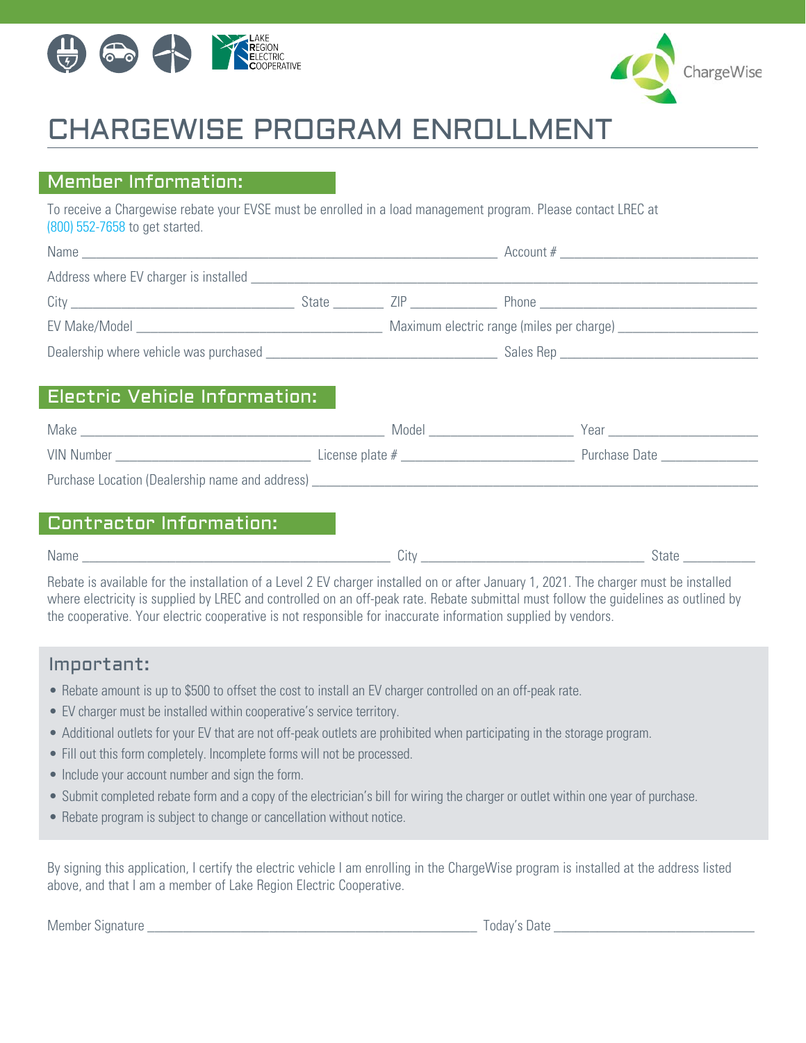# CHARGEWISE PROGRAM ENROLLMENT

## Member Information:

To receive a Chargewise rebate your EVSE must be enrolled in a load management program. Please contact LREC at (800) 552-7658 to get started.

Name ______________________________ Account # ______________________________

Address where EV charger is installed ______________________________

City ______________________________ State ________ ZIP ____________ Phone ______________________________

EV Make/Model ______________________________ Maximum electric range (miles per charge) ______________________________

Dealership where vehicle was purchased ______________________________ Sales Rep ______________________________

## Electric Vehicle Information:

Make ______________________________ Model ______________________________ Year ______________________________

VIN Number ______________________________ License plate # ______________________________ Purchase Date ______________

Purchase Location (Dealership name and address) ______________________________

## Contractor Information:

Name ______________________________ City ______________________________ State ___________

Rebate is available for the installation of a Level 2 EV charger installed on or after January 1, 2021. The charger must be installed where electricity is supplied by LREC and controlled on an off-peak rate. Rebate submittal must follow the guidelines as outlined by the cooperative. Your electric cooperative is not responsible for inaccurate information supplied by vendors.

## Important:

- Rebate amount is up to $500 to offset the cost to install an EV charger controlled on an off-peak rate.
- EV charger must be installed within cooperative's service territory.
- Additional outlets for your EV that are not off-peak outlets are prohibited when participating in the storage program.
- Fill out this form completely. Incomplete forms will not be processed.
- Include your account number and sign the form.
- Submit completed rebate form and a copy of the electrician's bill for wiring the charger or outlet within one year of purchase.
- Rebate program is subject to change or cancellation without notice.

By signing this application, I certify the electric vehicle I am enrolling in the ChargeWise program is installed at the address listed above, and that I am a member of Lake Region Electric Cooperative.

Member Signature ______________________________ Today's Date ______________________________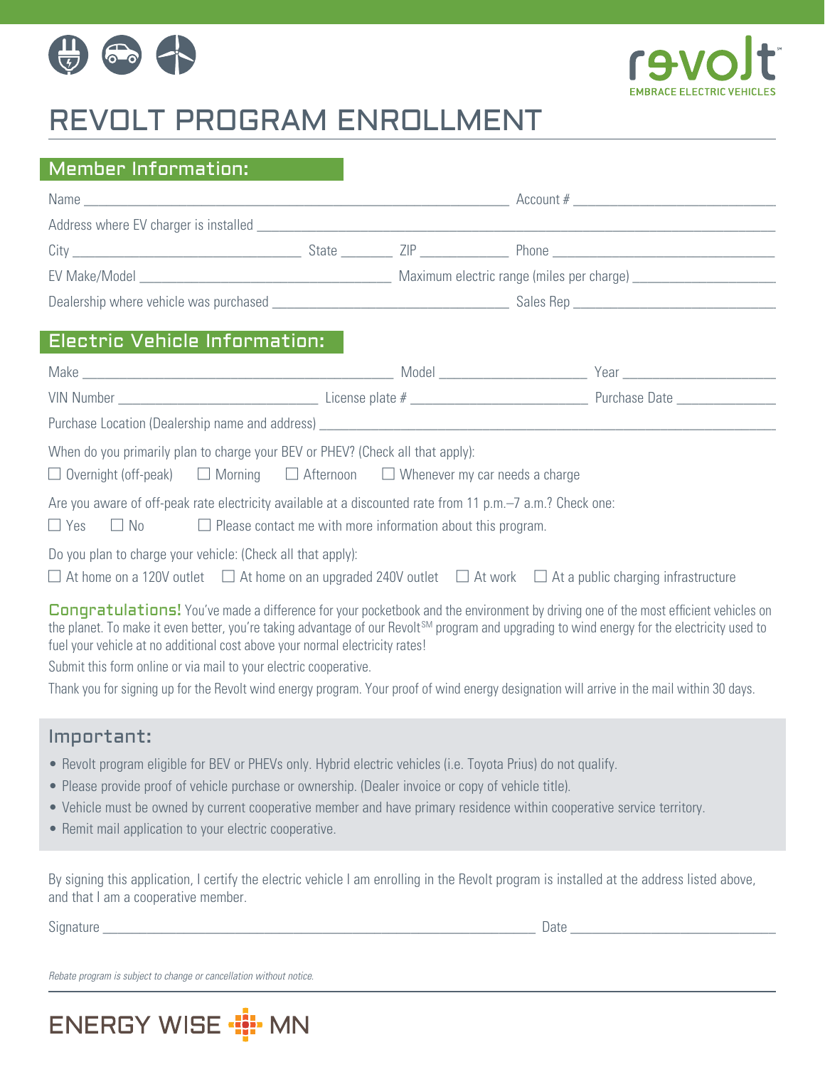revolt
EMBRACE ELECTRIC VEHICLES

# REVOLT PROGRAM ENROLLMENT

## Member Information:

Name ______________________________ Account # ______________________________

Address where EV charger is installed ______________________________

City ______________ State ______ ZIP ______ Phone ______________

EV Make/Model ______________________ Maximum electric range (miles per charge) ______________

Dealership where vehicle was purchased ______________________ Sales Rep ______________

## Electric Vehicle Information:

Make ______________________ Model ______________ Year ______________

VIN Number ______________ License plate # ______________ Purchase Date ______________

Purchase Location (Dealership name and address) ______________________________

When do you primarily plan to charge your BEV or PHEV? (Check all that apply):

☐ Overnight (off-peak) ☐ Morning ☐ Afternoon ☐ Whenever my car needs a charge

Are you aware of off-peak rate electricity available at a discounted rate from 11 p.m.–7 a.m.? Check one:

☐ Yes ☐ No ☐ Please contact me with more information about this program.

Do you plan to charge your vehicle: (Check all that apply):

☐ At home on a 120V outlet ☐ At home on an upgraded 240V outlet ☐ At work ☐ At a public charging infrastructure

**Congratulations!** You've made a difference for your pocketbook and the environment by driving one of the most efficient vehicles on the planet. To make it even better, you're taking advantage of our Revolt[SM] program and upgrading to wind energy for the electricity used to fuel your vehicle at no additional cost above your normal electricity rates!

Submit this form online or via mail to your electric cooperative.

Thank you for signing up for the Revolt wind energy program. Your proof of wind energy designation will arrive in the mail within 30 days.

## Important:

- Revolt program eligible for BEV or PHEVs only. Hybrid electric vehicles (i.e. Toyota Prius) do not qualify.
- Please provide proof of vehicle purchase or ownership. (Dealer invoice or copy of vehicle title).
- Vehicle must be owned by current cooperative member and have primary residence within cooperative service territory.
- Remit mail application to your electric cooperative.

By signing this application, I certify the electric vehicle I am enrolling in the Revolt program is installed at the address listed above, and that I am a cooperative member.

Signature ______________________________ Date ______________

*Rebate program is subject to change or cancellation without notice.*

ENERGY WISE MN